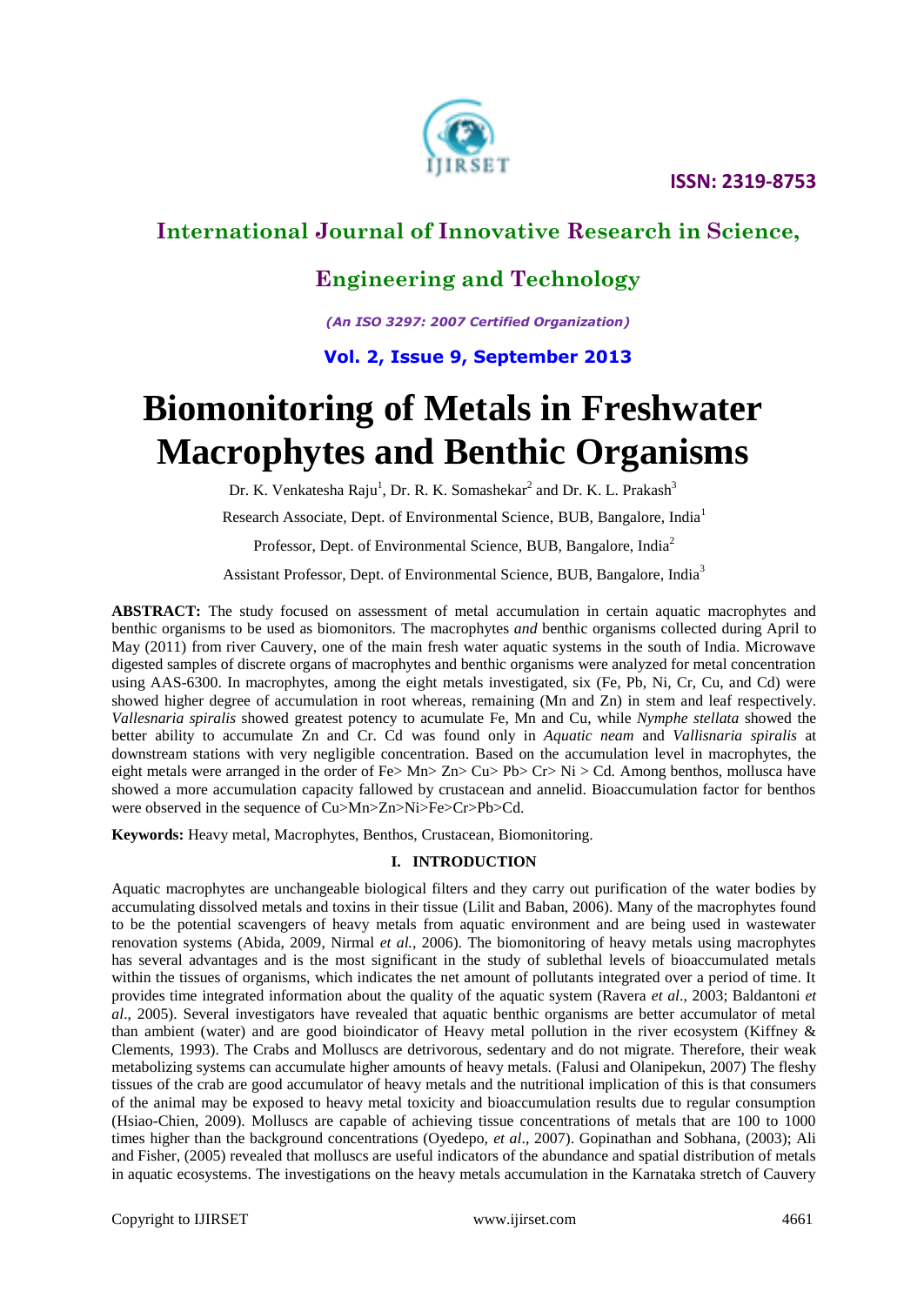# Biomonitoring of Metals in Freshwater Macrophytes and Benthic Organisms

Dr. K. Venkatesha Raju[1], Dr. R. K. Somashekar[2] and Dr. K. L. Prakash[3]

Research Associate, Dept. of Environmental Science, BUB, Bangalore, India[1]

Professor, Dept. of Environmental Science, BUB, Bangalore, India[2]

Assistant Professor, Dept. of Environmental Science, BUB, Bangalore, India[3]

**ABSTRACT:** The study focused on assessment of metal accumulation in certain aquatic macrophytes and benthic organisms to be used as biomonitors. The macrophytes *and* benthic organisms collected during April to May (2011) from river Cauvery, one of the main fresh water aquatic systems in the south of India. Microwave digested samples of discrete organs of macrophytes and benthic organisms were analyzed for metal concentration using AAS-6300. In macrophytes, among the eight metals investigated, six (Fe, Pb, Ni, Cr, Cu, and Cd) were showed higher degree of accumulation in root whereas, remaining (Mn and Zn) in stem and leaf respectively. *Vallesnaria spiralis* showed greatest potency to acumulate Fe, Mn and Cu, while *Nymphe stellata* showed the better ability to accumulate Zn and Cr. Cd was found only in *Aquatic neam* and *Vallisnaria spiralis* at downstream stations with very negligible concentration. Based on the accumulation level in macrophytes, the eight metals were arranged in the order of Fe> Mn> Zn> Cu> Pb> Cr> Ni > Cd. Among benthos, mollusca have showed a more accumulation capacity fallowed by crustacean and annelid. Bioaccumulation factor for benthos were observed in the sequence of Cu>Mn>Zn>Ni>Fe>Cr>Pb>Cd.

**Keywords:** Heavy metal, Macrophytes, Benthos, Crustacean, Biomonitoring.

## I. INTRODUCTION

Aquatic macrophytes are unchangeable biological filters and they carry out purification of the water bodies by accumulating dissolved metals and toxins in their tissue (Lilit and Baban, 2006). Many of the macrophytes found to be the potential scavengers of heavy metals from aquatic environment and are being used in wastewater renovation systems (Abida, 2009, Nirmal *et al.*, 2006). The biomonitoring of heavy metals using macrophytes has several advantages and is the most significant in the study of sublethal levels of bioaccumulated metals within the tissues of organisms, which indicates the net amount of pollutants integrated over a period of time. It provides time integrated information about the quality of the aquatic system (Ravera *et al*., 2003; Baldantoni *et al*., 2005). Several investigators have revealed that aquatic benthic organisms are better accumulator of metal than ambient (water) and are good bioindicator of Heavy metal pollution in the river ecosystem (Kiffney & Clements, 1993). The Crabs and Molluscs are detrivorous, sedentary and do not migrate. Therefore, their weak metabolizing systems can accumulate higher amounts of heavy metals. (Falusi and Olanipekun, 2007) The fleshy tissues of the crab are good accumulator of heavy metals and the nutritional implication of this is that consumers of the animal may be exposed to heavy metal toxicity and bioaccumulation results due to regular consumption (Hsiao-Chien, 2009). Molluscs are capable of achieving tissue concentrations of metals that are 100 to 1000 times higher than the background concentrations (Oyedepo, *et al*., 2007). Gopinathan and Sobhana, (2003); Ali and Fisher, (2005) revealed that molluscs are useful indicators of the abundance and spatial distribution of metals in aquatic ecosystems. The investigations on the heavy metals accumulation in the Karnataka stretch of Cauvery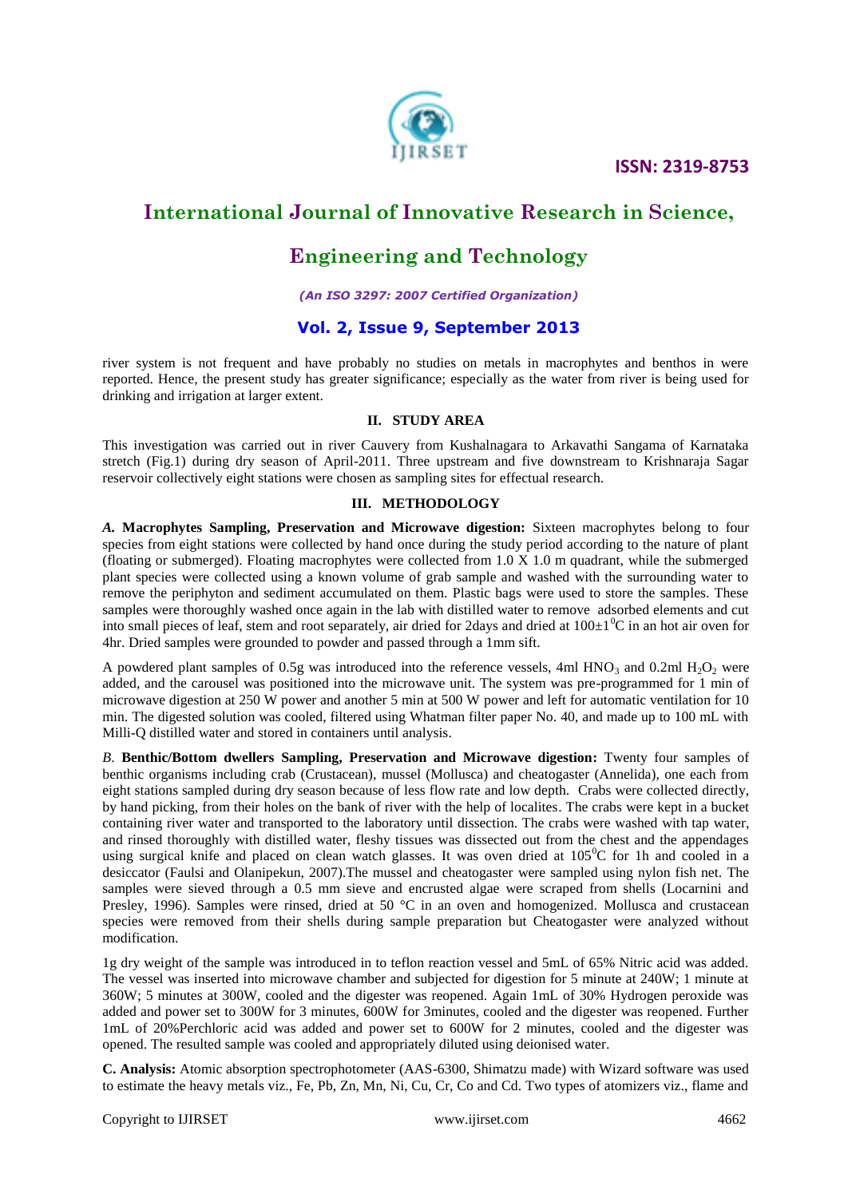river system is not frequent and have probably no studies on metals in macrophytes and benthos in were reported. Hence, the present study has greater significance; especially as the water from river is being used for drinking and irrigation at larger extent.

## II. STUDY AREA

This investigation was carried out in river Cauvery from Kushalnagara to Arkavathi Sangama of Karnataka stretch (Fig.1) during dry season of April-2011. Three upstream and five downstream to Krishnaraja Sagar reservoir collectively eight stations were chosen as sampling sites for effectual research.

## III. METHODOLOGY

***A.* Macrophytes Sampling, Preservation and Microwave digestion:** Sixteen macrophytes belong to four species from eight stations were collected by hand once during the study period according to the nature of plant (floating or submerged). Floating macrophytes were collected from 1.0 X 1.0 m quadrant, while the submerged plant species were collected using a known volume of grab sample and washed with the surrounding water to remove the periphyton and sediment accumulated on them. Plastic bags were used to store the samples. These samples were thoroughly washed once again in the lab with distilled water to remove adsorbed elements and cut into small pieces of leaf, stem and root separately, air dried for 2days and dried at $100\pm1^0$C in an hot air oven for 4hr. Dried samples were grounded to powder and passed through a 1mm sift.

A powdered plant samples of 0.5g was introduced into the reference vessels, 4ml $HNO_3$ and 0.2ml $H_2O_2$ were added, and the carousel was positioned into the microwave unit. The system was pre-programmed for 1 min of microwave digestion at 250 W power and another 5 min at 500 W power and left for automatic ventilation for 10 min. The digested solution was cooled, filtered using Whatman filter paper No. 40, and made up to 100 mL with Milli-Q distilled water and stored in containers until analysis.

*B.* **Benthic/Bottom dwellers Sampling, Preservation and Microwave digestion:** Twenty four samples of benthic organisms including crab (Crustacean), mussel (Mollusca) and cheatogaster (Annelida), one each from eight stations sampled during dry season because of less flow rate and low depth. Crabs were collected directly, by hand picking, from their holes on the bank of river with the help of localites. The crabs were kept in a bucket containing river water and transported to the laboratory until dissection. The crabs were washed with tap water, and rinsed thoroughly with distilled water, fleshy tissues was dissected out from the chest and the appendages using surgical knife and placed on clean watch glasses. It was oven dried at $105^0$C for 1h and cooled in a desiccator (Faulsi and Olanipekun, 2007).The mussel and cheatogaster were sampled using nylon fish net. The samples were sieved through a 0.5 mm sieve and encrusted algae were scraped from shells (Locarnini and Presley, 1996). Samples were rinsed, dried at 50 °C in an oven and homogenized. Mollusca and crustacean species were removed from their shells during sample preparation but Cheatogaster were analyzed without modification.

1g dry weight of the sample was introduced in to teflon reaction vessel and 5mL of 65% Nitric acid was added. The vessel was inserted into microwave chamber and subjected for digestion for 5 minute at 240W; 1 minute at 360W; 5 minutes at 300W, cooled and the digester was reopened. Again 1mL of 30% Hydrogen peroxide was added and power set to 300W for 3 minutes, 600W for 3minutes, cooled and the digester was reopened. Further 1mL of 20%Perchloric acid was added and power set to 600W for 2 minutes, cooled and the digester was opened. The resulted sample was cooled and appropriately diluted using deionised water.

**C. Analysis:** Atomic absorption spectrophotometer (AAS-6300, Shimatzu made) with Wizard software was used to estimate the heavy metals viz., Fe, Pb, Zn, Mn, Ni, Cu, Cr, Co and Cd. Two types of atomizers viz., flame and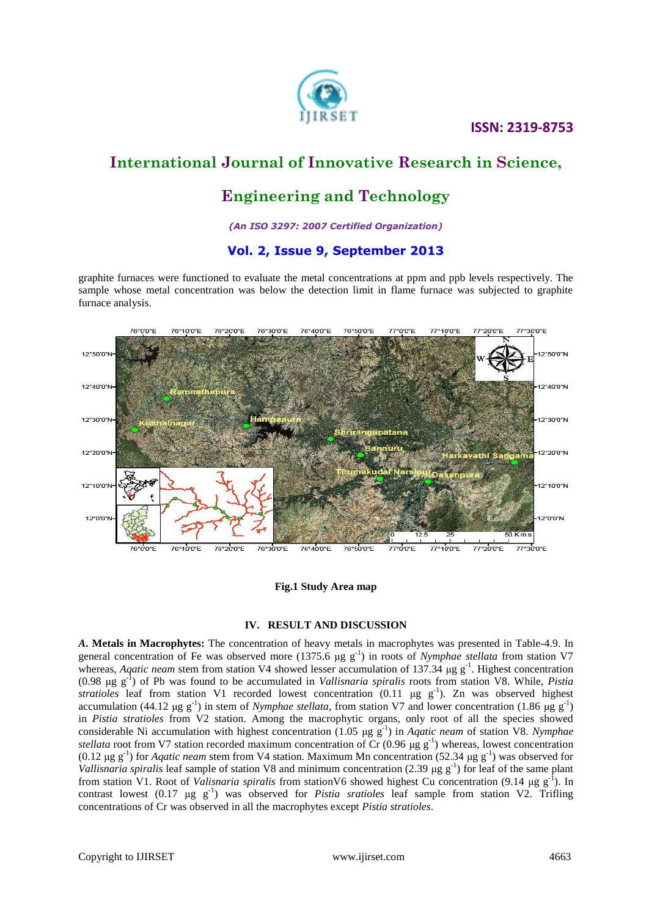graphite furnaces were functioned to evaluate the metal concentrations at ppm and ppb levels respectively. The sample whose metal concentration was below the detection limit in flame furnace was subjected to graphite furnace analysis.

**Fig.1 Study Area map**

### IV. RESULT AND DISCUSSION

***A.* Metals in Macrophytes:** The concentration of heavy metals in macrophytes was presented in Table-4.9. In general concentration of Fe was observed more (1375.6 µg $g^{-1}$) in roots of *Nymphae stellata* from station V7 whereas, *Aqatic neam* stem from station V4 showed lesser accumulation of 137.34 µg $g^{-1}$. Highest concentration (0.98 µg $g^{-1}$) of Pb was found to be accumulated in *Vallisnaria spiralis* roots from station V8. While, *Pistia stratioles* leaf from station V1 recorded lowest concentration (0.11 µg $g^{-1}$). Zn was observed highest accumulation (44.12 µg $g^{-1}$) in stem of *Nymphae stellata,* from station V7 and lower concentration (1.86 µg $g^{-1}$) in *Pistia stratioles* from V2 station. Among the macrophytic organs, only root of all the species showed considerable Ni accumulation with highest concentration (1.05 µg $g^{-1}$) in *Aqatic neam* of station V8. *Nymphae stellata* root from V7 station recorded maximum concentration of Cr (0.96 µg $g^{-1}$) whereas, lowest concentration (0.12 µg $g^{-1}$) for *Aqatic neam* stem from V4 station. Maximum Mn concentration (52.34 µg $g^{-1}$) was observed for *Vallisnaria spiralis* leaf sample of station V8 and minimum concentration (2.39 µg $g^{-1}$) for leaf of the same plant from station V1. Root of *Valisnaria spiralis* from stationV6 showed highest Cu concentration (9.14 µg $g^{-1}$). In contrast lowest (0.17 µg $g^{-1}$) was observed for *Pistia sratioles* leaf sample from station V2. Trifling concentrations of Cr was observed in all the macrophytes except *Pistia stratioles*.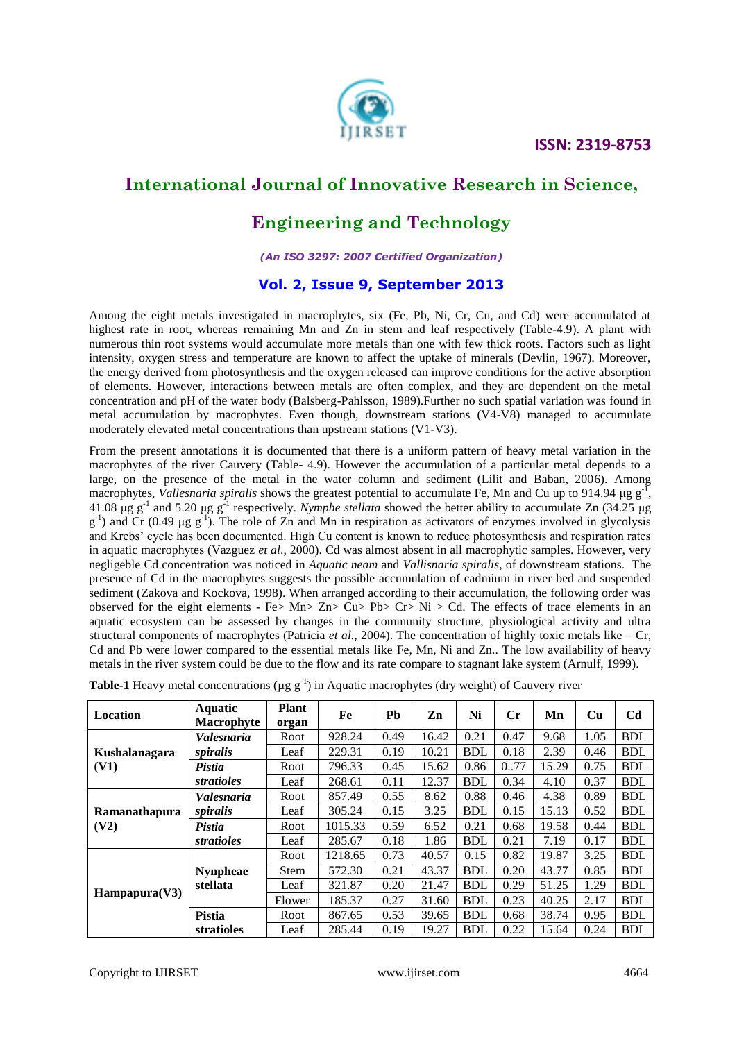Among the eight metals investigated in macrophytes, six (Fe, Pb, Ni, Cr, Cu, and Cd) were accumulated at highest rate in root, whereas remaining Mn and Zn in stem and leaf respectively (Table-4.9). A plant with numerous thin root systems would accumulate more metals than one with few thick roots. Factors such as light intensity, oxygen stress and temperature are known to affect the uptake of minerals (Devlin, 1967). Moreover, the energy derived from photosynthesis and the oxygen released can improve conditions for the active absorption of elements. However, interactions between metals are often complex, and they are dependent on the metal concentration and pH of the water body (Balsberg-Pahlsson, 1989).Further no such spatial variation was found in metal accumulation by macrophytes. Even though, downstream stations (V4-V8) managed to accumulate moderately elevated metal concentrations than upstream stations (V1-V3).

From the present annotations it is documented that there is a uniform pattern of heavy metal variation in the macrophytes of the river Cauvery (Table- 4.9). However the accumulation of a particular metal depends to a large, on the presence of the metal in the water column and sediment (Lilit and Baban, 2006). Among macrophytes, *Vallesnaria spiralis* shows the greatest potential to accumulate Fe, Mn and Cu up to 914.94 µg $g^{-1}$, 41.08 µg $g^{-1}$ and 5.20 µg $g^{-1}$ respectively. *Nymphe stellata* showed the better ability to accumulate Zn (34.25 µg $g^{-1}$) and Cr (0.49 µg $g^{-1}$). The role of Zn and Mn in respiration as activators of enzymes involved in glycolysis and Krebs' cycle has been documented. High Cu content is known to reduce photosynthesis and respiration rates in aquatic macrophytes (Vazguez *et al*., 2000). Cd was almost absent in all macrophytic samples. However, very negligeble Cd concentration was noticed in *Aquatic neam* and *Vallisnaria spiralis*, of downstream stations. The presence of Cd in the macrophytes suggests the possible accumulation of cadmium in river bed and suspended sediment (Zakova and Kockova, 1998). When arranged according to their accumulation, the following order was observed for the eight elements - Fe> Mn> Zn> Cu> Pb> Cr> Ni > Cd. The effects of trace elements in an aquatic ecosystem can be assessed by changes in the community structure, physiological activity and ultra structural components of macrophytes (Patricia *et al.*, 2004). The concentration of highly toxic metals like – Cr, Cd and Pb were lower compared to the essential metals like Fe, Mn, Ni and Zn.. The low availability of heavy metals in the river system could be due to the flow and its rate compare to stagnant lake system (Arnulf, 1999).

**Table-1** Heavy metal concentrations (µg $g^{-1}$) in Aquatic macrophytes (dry weight) of Cauvery river

| Location | Aquatic Macrophyte | Plant organ | Fe | Pb | Zn | Ni | Cr | Mn | Cu | Cd |
|---|---|---|---|---|---|---|---|---|---|---|
| **Kushalanagara (V1)** | ***Valesnaria spiralis*** | Root | 928.24 | 0.49 | 16.42 | 0.21 | 0.47 | 9.68 | 1.05 | BDL |
| | | Leaf | 229.31 | 0.19 | 10.21 | BDL | 0.18 | 2.39 | 0.46 | BDL |
| | ***Pistia stratioles*** | Root | 796.33 | 0.45 | 15.62 | 0.86 | 0..77 | 15.29 | 0.75 | BDL |
| | | Leaf | 268.61 | 0.11 | 12.37 | BDL | 0.34 | 4.10 | 0.37 | BDL |
| **Ramanathapura (V2)** | ***Valesnaria spiralis*** | Root | 857.49 | 0.55 | 8.62 | 0.88 | 0.46 | 4.38 | 0.89 | BDL |
| | | Leaf | 305.24 | 0.15 | 3.25 | BDL | 0.15 | 15.13 | 0.52 | BDL |
| | ***Pistia stratioles*** | Root | 1015.33 | 0.59 | 6.52 | 0.21 | 0.68 | 19.58 | 0.44 | BDL |
| | | Leaf | 285.67 | 0.18 | 1.86 | BDL | 0.21 | 7.19 | 0.17 | BDL |
| **Hampapura(V3)** | **Nynpheae stellata** | Root | 1218.65 | 0.73 | 40.57 | 0.15 | 0.82 | 19.87 | 3.25 | BDL |
| | | Stem | 572.30 | 0.21 | 43.37 | BDL | 0.20 | 43.77 | 0.85 | BDL |
| | | Leaf | 321.87 | 0.20 | 21.47 | BDL | 0.29 | 51.25 | 1.29 | BDL |
| | | Flower | 185.37 | 0.27 | 31.60 | BDL | 0.23 | 40.25 | 2.17 | BDL |
| | **Pistia stratioles** | Root | 867.65 | 0.53 | 39.65 | BDL | 0.68 | 38.74 | 0.95 | BDL |
| | | Leaf | 285.44 | 0.19 | 19.27 | BDL | 0.22 | 15.64 | 0.24 | BDL |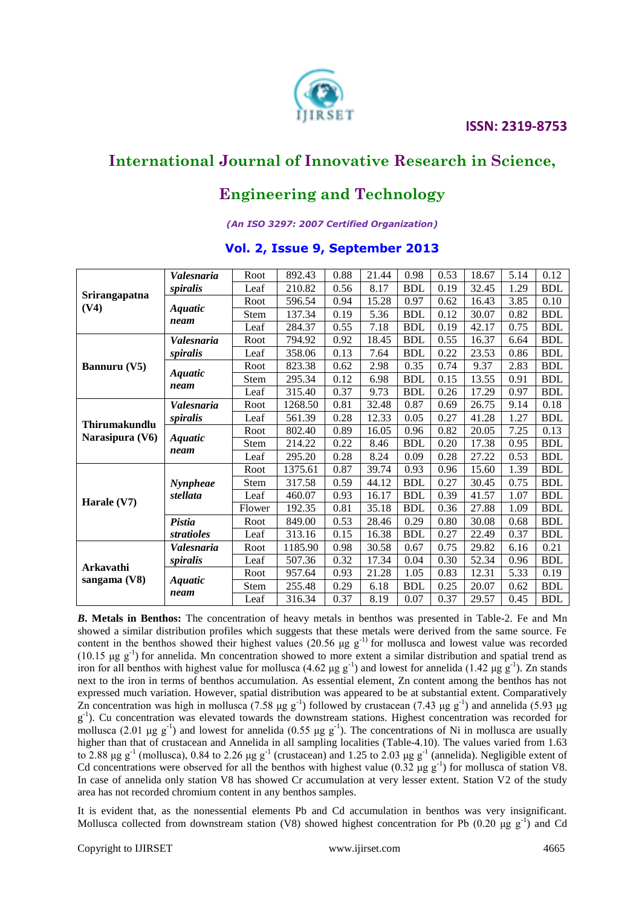| | | | | | | | | | | |
|---|---|---|---|---|---|---|---|---|---|---|
| **Srirangapatna (V4)** | ***Valesnaria spiralis*** | Root | 892.43 | 0.88 | 21.44 | 0.98 | 0.53 | 18.67 | 5.14 | 0.12 |
| | | Leaf | 210.82 | 0.56 | 8.17 | BDL | 0.19 | 32.45 | 1.29 | BDL |
| | ***Aquatic neam*** | Root | 596.54 | 0.94 | 15.28 | 0.97 | 0.62 | 16.43 | 3.85 | 0.10 |
| | | Stem | 137.34 | 0.19 | 5.36 | BDL | 0.12 | 30.07 | 0.82 | BDL |
| | | Leaf | 284.37 | 0.55 | 7.18 | BDL | 0.19 | 42.17 | 0.75 | BDL |
| **Bannuru (V5)** | ***Valesnaria spiralis*** | Root | 794.92 | 0.92 | 18.45 | BDL | 0.55 | 16.37 | 6.64 | BDL |
| | | Leaf | 358.06 | 0.13 | 7.64 | BDL | 0.22 | 23.53 | 0.86 | BDL |
| | ***Aquatic neam*** | Root | 823.38 | 0.62 | 2.98 | 0.35 | 0.74 | 9.37 | 2.83 | BDL |
| | | Stem | 295.34 | 0.12 | 6.98 | BDL | 0.15 | 13.55 | 0.91 | BDL |
| | | Leaf | 315.40 | 0.37 | 9.73 | BDL | 0.26 | 17.29 | 0.97 | BDL |
| **Thirumakundlu Narasipura (V6)** | ***Valesnaria spiralis*** | Root | 1268.50 | 0.81 | 32.48 | 0.87 | 0.69 | 26.75 | 9.14 | 0.18 |
| | | Leaf | 561.39 | 0.28 | 12.33 | 0.05 | 0.27 | 41.28 | 1.27 | BDL |
| | ***Aquatic neam*** | Root | 802.40 | 0.89 | 16.05 | 0.96 | 0.82 | 20.05 | 7.25 | 0.13 |
| | | Stem | 214.22 | 0.22 | 8.46 | BDL | 0.20 | 17.38 | 0.95 | BDL |
| | | Leaf | 295.20 | 0.28 | 8.24 | 0.09 | 0.28 | 27.22 | 0.53 | BDL |
| **Harale (V7)** | ***Nynpheae stellata*** | Root | 1375.61 | 0.87 | 39.74 | 0.93 | 0.96 | 15.60 | 1.39 | BDL |
| | | Stem | 317.58 | 0.59 | 44.12 | BDL | 0.27 | 30.45 | 0.75 | BDL |
| | | Leaf | 460.07 | 0.93 | 16.17 | BDL | 0.39 | 41.57 | 1.07 | BDL |
| | | Flower | 192.35 | 0.81 | 35.18 | BDL | 0.36 | 27.88 | 1.09 | BDL |
| | ***Pistia stratioles*** | Root | 849.00 | 0.53 | 28.46 | 0.29 | 0.80 | 30.08 | 0.68 | BDL |
| | | Leaf | 313.16 | 0.15 | 16.38 | BDL | 0.27 | 22.49 | 0.37 | BDL |
| **Arkavathi sangama (V8)** | ***Valesnaria spiralis*** | Root | 1185.90 | 0.98 | 30.58 | 0.67 | 0.75 | 29.82 | 6.16 | 0.21 |
| | | Leaf | 507.36 | 0.32 | 17.34 | 0.04 | 0.30 | 52.34 | 0.96 | BDL |
| | ***Aquatic neam*** | Root | 957.64 | 0.93 | 21.28 | 1.05 | 0.83 | 12.31 | 5.33 | 0.19 |
| | | Stem | 255.48 | 0.29 | 6.18 | BDL | 0.25 | 20.07 | 0.62 | BDL |
| | | Leaf | 316.34 | 0.37 | 8.19 | 0.07 | 0.37 | 29.57 | 0.45 | BDL |

***B.* Metals in Benthos:** The concentration of heavy metals in benthos was presented in Table-2. Fe and Mn showed a similar distribution profiles which suggests that these metals were derived from the same source. Fe content in the benthos showed their highest values (20.56 µg $g^{-1)}$ for mollusca and lowest value was recorded (10.15 µg $g^{-1}$) for annelida. Mn concentration showed to more extent a similar distribution and spatial trend as iron for all benthos with highest value for mollusca (4.62 µg $g^{-1}$) and lowest for annelida (1.42 µg $g^{-1}$). Zn stands next to the iron in terms of benthos accumulation. As essential element, Zn content among the benthos has not expressed much variation. However, spatial distribution was appeared to be at substantial extent. Comparatively Zn concentration was high in mollusca (7.58 µg $g^{-1}$) followed by crustacean (7.43 µg $g^{-1}$) and annelida (5.93 µg $g^{-1}$). Cu concentration was elevated towards the downstream stations. Highest concentration was recorded for mollusca (2.01 µg $g^{-1}$) and lowest for annelida (0.55 µg $g^{-1}$). The concentrations of Ni in mollusca are usually higher than that of crustacean and Annelida in all sampling localities (Table-4.10). The values varied from 1.63 to 2.88 µg $g^{-1}$ (mollusca), 0.84 to 2.26 µg $g^{-1}$ (crustacean) and 1.25 to 2.03 µg $g^{-1}$ (annelida). Negligible extent of Cd concentrations were observed for all the benthos with highest value (0.32 µg $g^{-1}$) for mollusca of station V8. In case of annelida only station V8 has showed Cr accumulation at very lesser extent. Station V2 of the study area has not recorded chromium content in any benthos samples.

It is evident that, as the nonessential elements Pb and Cd accumulation in benthos was very insignificant. Mollusca collected from downstream station (V8) showed highest concentration for Pb (0.20 µg $g^{-1}$) and Cd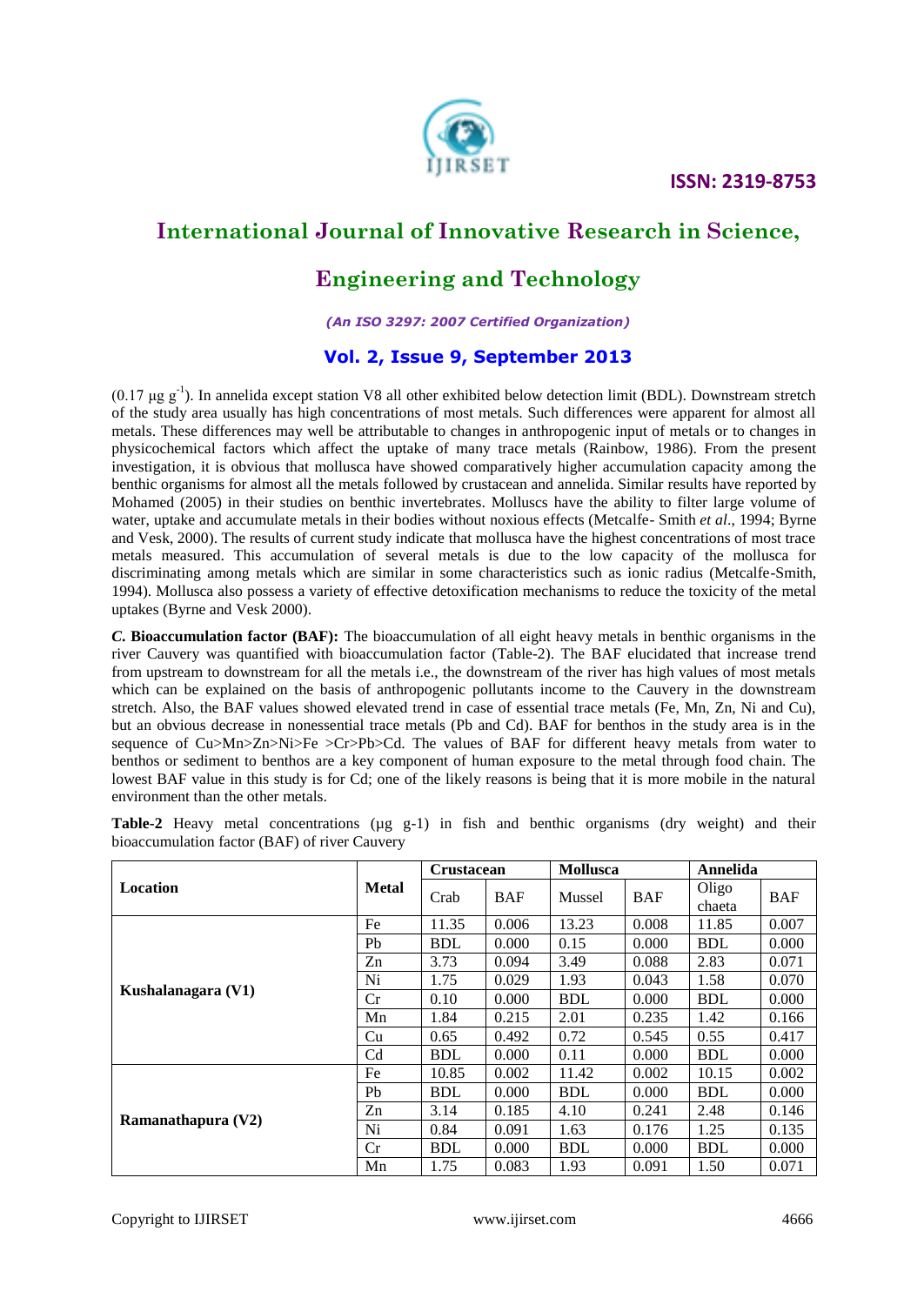(0.17 µg $g^{-1}$). In annelida except station V8 all other exhibited below detection limit (BDL). Downstream stretch of the study area usually has high concentrations of most metals. Such differences were apparent for almost all metals. These differences may well be attributable to changes in anthropogenic input of metals or to changes in physicochemical factors which affect the uptake of many trace metals (Rainbow, 1986). From the present investigation, it is obvious that mollusca have showed comparatively higher accumulation capacity among the benthic organisms for almost all the metals followed by crustacean and annelida. Similar results have reported by Mohamed (2005) in their studies on benthic invertebrates. Molluscs have the ability to filter large volume of water, uptake and accumulate metals in their bodies without noxious effects (Metcalfe- Smith *et al*., 1994; Byrne and Vesk, 2000). The results of current study indicate that mollusca have the highest concentrations of most trace metals measured. This accumulation of several metals is due to the low capacity of the mollusca for discriminating among metals which are similar in some characteristics such as ionic radius (Metcalfe-Smith, 1994). Mollusca also possess a variety of effective detoxification mechanisms to reduce the toxicity of the metal uptakes (Byrne and Vesk 2000).

***C.* Bioaccumulation factor (BAF):** The bioaccumulation of all eight heavy metals in benthic organisms in the river Cauvery was quantified with bioaccumulation factor (Table-2). The BAF elucidated that increase trend from upstream to downstream for all the metals i.e., the downstream of the river has high values of most metals which can be explained on the basis of anthropogenic pollutants income to the Cauvery in the downstream stretch. Also, the BAF values showed elevated trend in case of essential trace metals (Fe, Mn, Zn, Ni and Cu), but an obvious decrease in nonessential trace metals (Pb and Cd). BAF for benthos in the study area is in the sequence of Cu>Mn>Zn>Ni>Fe >Cr>Pb>Cd. The values of BAF for different heavy metals from water to benthos or sediment to benthos are a key component of human exposure to the metal through food chain. The lowest BAF value in this study is for Cd; one of the likely reasons is being that it is more mobile in the natural environment than the other metals.

**Table-2** Heavy metal concentrations (µg g-1) in fish and benthic organisms (dry weight) and their bioaccumulation factor (BAF) of river Cauvery

| Location | Metal | Crustacean | | Mollusca | | Annelida | |
|---|---|---|---|---|---|---|---|
| | | Crab | BAF | Mussel | BAF | Oligo chaeta | BAF |
| **Kushalanagara (V1)** | Fe | 11.35 | 0.006 | 13.23 | 0.008 | 11.85 | 0.007 |
| | Pb | BDL | 0.000 | 0.15 | 0.000 | BDL | 0.000 |
| | Zn | 3.73 | 0.094 | 3.49 | 0.088 | 2.83 | 0.071 |
| | Ni | 1.75 | 0.029 | 1.93 | 0.043 | 1.58 | 0.070 |
| | Cr | 0.10 | 0.000 | BDL | 0.000 | BDL | 0.000 |
| | Mn | 1.84 | 0.215 | 2.01 | 0.235 | 1.42 | 0.166 |
| | Cu | 0.65 | 0.492 | 0.72 | 0.545 | 0.55 | 0.417 |
| | Cd | BDL | 0.000 | 0.11 | 0.000 | BDL | 0.000 |
| **Ramanathapura (V2)** | Fe | 10.85 | 0.002 | 11.42 | 0.002 | 10.15 | 0.002 |
| | Pb | BDL | 0.000 | BDL | 0.000 | BDL | 0.000 |
| | Zn | 3.14 | 0.185 | 4.10 | 0.241 | 2.48 | 0.146 |
| | Ni | 0.84 | 0.091 | 1.63 | 0.176 | 1.25 | 0.135 |
| | Cr | BDL | 0.000 | BDL | 0.000 | BDL | 0.000 |
| | Mn | 1.75 | 0.083 | 1.93 | 0.091 | 1.50 | 0.071 |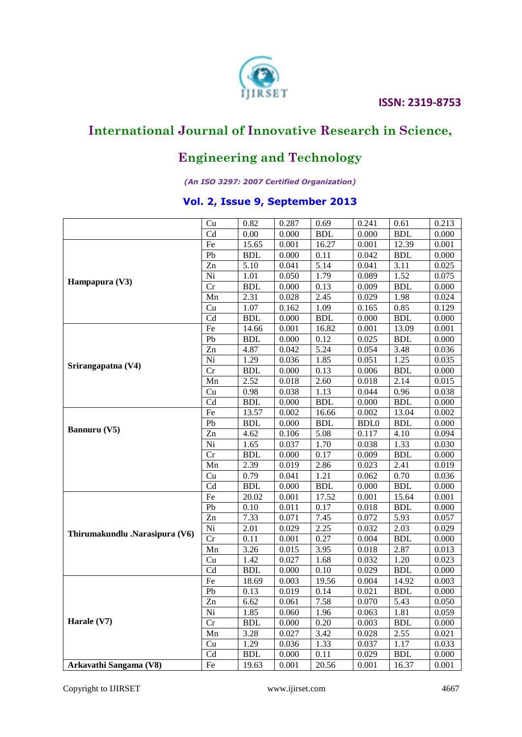|  |  |  |  |  |  |  |  |
|---|---|---|---|---|---|---|---|
|  | Cu | 0.82 | 0.287 | 0.69 | 0.241 | 0.61 | 0.213 |
|  | Cd | 0.00 | 0.000 | BDL | 0.000 | BDL | 0.000 |
| **Hampapura (V3)** | Fe | 15.65 | 0.001 | 16.27 | 0.001 | 12.39 | 0.001 |
|  | Pb | BDL | 0.000 | 0.11 | 0.042 | BDL | 0.000 |
|  | Zn | 5.10 | 0.041 | 5.14 | 0.041 | 3.11 | 0.025 |
|  | Ni | 1.01 | 0.050 | 1.79 | 0.089 | 1.52 | 0.075 |
|  | Cr | BDL | 0.000 | 0.13 | 0.009 | BDL | 0.000 |
|  | Mn | 2.31 | 0.028 | 2.45 | 0.029 | 1.98 | 0.024 |
|  | Cu | 1.07 | 0.162 | 1.09 | 0.165 | 0.85 | 0.129 |
|  | Cd | BDL | 0.000 | BDL | 0.000 | BDL | 0.000 |
| **Srirangapatna (V4)** | Fe | 14.66 | 0.001 | 16.82 | 0.001 | 13.09 | 0.001 |
|  | Pb | BDL | 0.000 | 0.12 | 0.025 | BDL | 0.000 |
|  | Zn | 4.87 | 0.042 | 5.24 | 0.054 | 3.48 | 0.036 |
|  | Ni | 1.29 | 0.036 | 1.85 | 0.051 | 1.25 | 0.035 |
|  | Cr | BDL | 0.000 | 0.13 | 0.006 | BDL | 0.000 |
|  | Mn | 2.52 | 0.018 | 2.60 | 0.018 | 2.14 | 0.015 |
|  | Cu | 0.98 | 0.038 | 1.13 | 0.044 | 0.96 | 0.038 |
|  | Cd | BDL | 0.000 | BDL | 0.000 | BDL | 0.000 |
| **Bannuru (V5)** | Fe | 13.57 | 0.002 | 16.66 | 0.002 | 13.04 | 0.002 |
|  | Pb | BDL | 0.000 | BDL | BDL0 | BDL | 0.000 |
|  | Zn | 4.62 | 0.106 | 5.08 | 0.117 | 4.10 | 0.094 |
|  | Ni | 1.65 | 0.037 | 1.70 | 0.038 | 1.33 | 0.030 |
|  | Cr | BDL | 0.000 | 0.17 | 0.009 | BDL | 0.000 |
|  | Mn | 2.39 | 0.019 | 2.86 | 0.023 | 2.41 | 0.019 |
|  | Cu | 0.79 | 0.041 | 1.21 | 0.062 | 0.70 | 0.036 |
|  | Cd | BDL | 0.000 | BDL | 0.000 | BDL | 0.000 |
| **Thirumakundlu .Narasipura (V6)** | Fe | 20.02 | 0.001 | 17.52 | 0.001 | 15.64 | 0.001 |
|  | Pb | 0.10 | 0.011 | 0.17 | 0.018 | BDL | 0.000 |
|  | Zn | 7.33 | 0.071 | 7.45 | 0.072 | 5.93 | 0.057 |
|  | Ni | 2.01 | 0.029 | 2.25 | 0.032 | 2.03 | 0.029 |
|  | Cr | 0.11 | 0.001 | 0.27 | 0.004 | BDL | 0.000 |
|  | Mn | 3.26 | 0.015 | 3.95 | 0.018 | 2.87 | 0.013 |
|  | Cu | 1.42 | 0.027 | 1.68 | 0.032 | 1.20 | 0.023 |
|  | Cd | BDL | 0.000 | 0.10 | 0.029 | BDL | 0.000 |
| **Harale (V7)** | Fe | 18.69 | 0.003 | 19.56 | 0.004 | 14.92 | 0.003 |
|  | Pb | 0.13 | 0.019 | 0.14 | 0.021 | BDL | 0.000 |
|  | Zn | 6.62 | 0.061 | 7.58 | 0.070 | 5.43 | 0.050 |
|  | Ni | 1.85 | 0.060 | 1.96 | 0.063 | 1.81 | 0.059 |
|  | Cr | BDL | 0.000 | 0.20 | 0.003 | BDL | 0.000 |
|  | Mn | 3.28 | 0.027 | 3.42 | 0.028 | 2.55 | 0.021 |
|  | Cu | 1.29 | 0.036 | 1.33 | 0.037 | 1.17 | 0.033 |
|  | Cd | BDL | 0.000 | 0.11 | 0.029 | BDL | 0.000 |
| **Arkavathi Sangama (V8)** | Fe | 19.63 | 0.001 | 20.56 | 0.001 | 16.37 | 0.001 |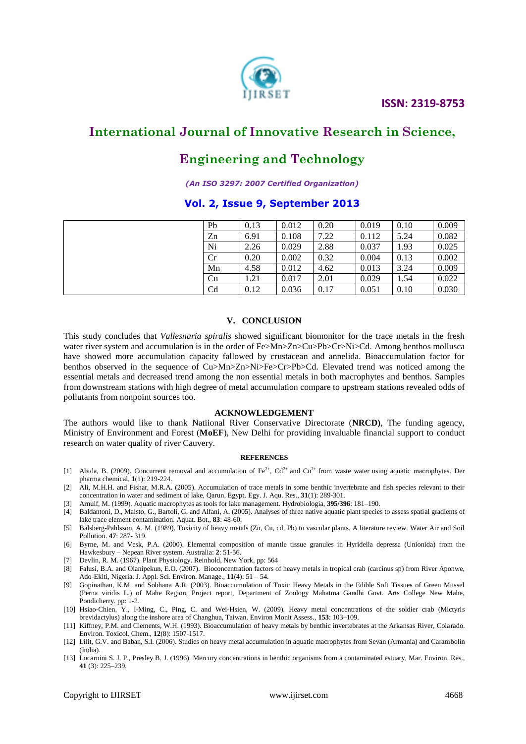|  | Pb | 0.13 | 0.012 | 0.20 | 0.019 | 0.10 | 0.009 |
|---|---|---|---|---|---|---|---|
|  | Zn | 6.91 | 0.108 | 7.22 | 0.112 | 5.24 | 0.082 |
|  | Ni | 2.26 | 0.029 | 2.88 | 0.037 | 1.93 | 0.025 |
|  | Cr | 0.20 | 0.002 | 0.32 | 0.004 | 0.13 | 0.002 |
|  | Mn | 4.58 | 0.012 | 4.62 | 0.013 | 3.24 | 0.009 |
|  | Cu | 1.21 | 0.017 | 2.01 | 0.029 | 1.54 | 0.022 |
|  | Cd | 0.12 | 0.036 | 0.17 | 0.051 | 0.10 | 0.030 |

## V. CONCLUSION

This study concludes that *Vallesnaria spiralis* showed significant biomonitor for the trace metals in the fresh water river system and accumulation is in the order of Fe>Mn>Zn>Cu>Pb>Cr>Ni>Cd. Among benthos mollusca have showed more accumulation capacity fallowed by crustacean and annelida. Bioaccumulation factor for benthos observed in the sequence of Cu>Mn>Zn>Ni>Fe>Cr>Pb>Cd. Elevated trend was noticed among the essential metals and decreased trend among the non essential metals in both macrophytes and benthos. Samples from downstream stations with high degree of metal accumulation compare to upstream stations revealed odds of pollutants from nonpoint sources too.

## ACKNOWLEDGEMENT

The authors would like to thank Natiional River Conservative Directorate (**NRCD)**, The funding agency, Ministry of Environment and Forest (**MoEF**), New Delhi for providing invaluable financial support to conduct research on water quality of river Cauvery.

## REFERENCES

[1] Abida, B. (2009). Concurrent removal and accumulation of $Fe^{2+}$, $Cd^{2+}$ and $Cu^{2+}$ from waste water using aquatic macrophytes. Der pharma chemical, **1**(1): 219-224.

[2] Ali, M.H.H. and Fishar, M.R.A. (2005). Accumulation of trace metals in some benthic invertebrate and fish species relevant to their concentration in water and sediment of lake, Qarun, Egypt. Egy. J. Aqu. Res., **31**(1): 289-301.

[3] Arnulf, M. (1999). Aquatic macrophytes as tools for lake management. Hydrobiologia, **395/396**: 181–190.

[4] Baldantoni, D., Maisto, G., Bartoli, G. and Alfani, A. (2005). Analyses of three native aquatic plant species to assess spatial gradients of lake trace element contamination. Aquat. Bot., **83**: 48-60.

[5] Balsberg-Pahlsson, A. M. (1989). Toxicity of heavy metals (Zn, Cu, cd, Pb) to vascular plants. A literature review. Water Air and Soil Pollution. **47**: 287- 319.

[6] Byrne, M. and Vesk, P.A. (2000). Elemental composition of mantle tissue granules in Hyridella depressa (Unionida) from the Hawkesbury – Nepean River system. Australia: **2**: 51-56.

[7] Devlin, R. M. (1967). Plant Physiology. Reinhold, New York, pp: 564

[8] Falusi, B.A. and Olanipekun, E.O. (2007). Bioconcentration factors of heavy metals in tropical crab (carcinus sp) from River Aponwe, Ado-Ekiti, Nigeria. J. Appl. Sci. Environ. Manage., **11**(4): 51 – 54.

[9] Gopinathan, K.M. and Sobhana A.R. (2003). Bioaccumulation of Toxic Heavy Metals in the Edible Soft Tissues of Green Mussel (Perna viridis L.) of Mahe Region, Project report, Department of Zoology Mahatma Gandhi Govt. Arts College New Mahe, Pondicherry. pp: 1-2.

[10] Hsiao-Chien, Y., I-Ming, C., Ping, C. and Wei-Hsien, W. (2009). Heavy metal concentrations of the soldier crab (Mictyris brevidactylus) along the inshore area of Changhua, Taiwan. Environ Monit Assess., **153**: 103–109.

[11] Kiffney, P.M. and Clements, W.H. (1993). Bioaccumulation of heavy metals by benthic invertebrates at the Arkansas River, Colarado. Environ. Toxicol. Chem., **12**(8): 1507-1517.

[12] Lilit, G.V. and Baban, S.I. (2006). Studies on heavy metal accumulation in aquatic macrophytes from Sevan (Armania) and Carambolin (India).

[13] Locarnini S. J. P., Presley B. J. (1996). Mercury concentrations in benthic organisms from a contaminated estuary, Mar. Environ. Res., **41** (3): 225–239.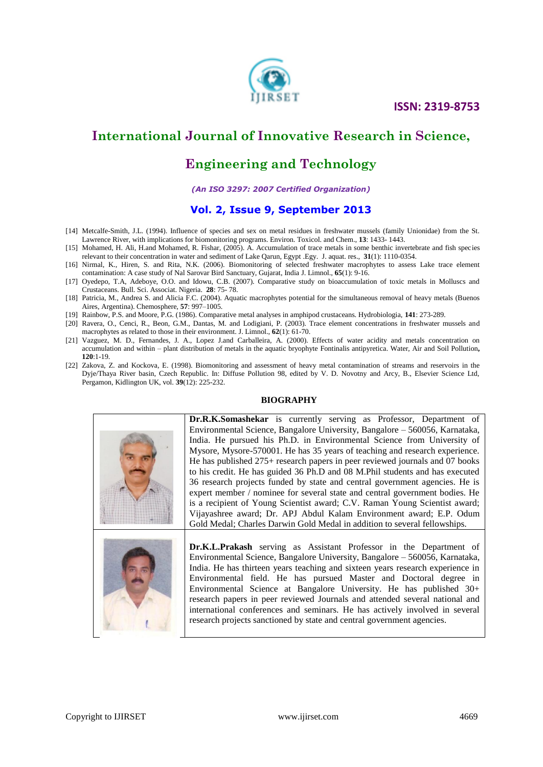[14] Metcalfe-Smith, J.L. (1994). Influence of species and sex on metal residues in freshwater mussels (family Unionidae) from the St. Lawrence River, with implications for biomonitoring programs. Environ. Toxicol. and Chem., **13**: 1433- 1443.

[15] Mohamed, H. Ali, H.and Mohamed, R. Fishar, (2005). A. Accumulation of trace metals in some benthic invertebrate and fish species relevant to their concentration in water and sediment of Lake Qarun, Egypt .Egy. J. aquat. res., **31**(1): 1110-0354.

[16] Nirmal, K., Hiren, S. and Rita, N.K. (2006). Biomonitoring of selected freshwater macrophytes to assess Lake trace element contamination: A case study of Nal Sarovar Bird Sanctuary, Gujarat, India J. Limnol., **65**(1): 9-16.

[17] Oyedepo, T.A, Adeboye, O.O. and Idowu, C.B. (2007). Comparative study on bioaccumulation of toxic metals in Molluscs and Crustaceans. Bull. Sci. Associat. Nigeria. **28**: 75- 78.

[18] Patricia, M., Andrea S. and Alicia F.C. (2004). Aquatic macrophytes potential for the simultaneous removal of heavy metals (Buenos Aires, Argentina). Chemosphere, **57**: 997–1005.

[19] Rainbow, P.S. and Moore, P.G. (1986). Comparative metal analyses in amphipod crustaceans. Hydrobiologia, **141**: 273-289.

[20] Ravera, O., Cenci, R., Beon, G.M., Dantas, M. and Lodigiani, P. (2003). Trace element concentrations in freshwater mussels and macrophytes as related to those in their environment. J. Limnol., **62**(1): 61-70.

[21] Vazguez, M. D., Fernandes, J. A., Lopez J.and Carballeira, A. (2000). Effects of water acidity and metals concentration on accumulation and within – plant distribution of metals in the aquatic bryophyte Fontinalis antipyretica. Water, Air and Soil Pollution**, 120**:1-19.

[22] Zakova, Z. and Kockova, E. (1998). Biomonitoring and assessment of heavy metal contamination of streams and reservoirs in the Dyje/Thaya River basin, Czech Republic. In: Diffuse Pollution 98, edited by V. D. Novotny and Arcy, B., Elsevier Science Ltd, Pergamon, Kidlington UK, vol. **39**(12): 225-232.

## BIOGRAPHY

**Dr.R.K.Somashekar** is currently serving as Professor, Department of Environmental Science, Bangalore University, Bangalore – 560056, Karnataka, India. He pursued his Ph.D. in Environmental Science from University of Mysore, Mysore-570001. He has 35 years of teaching and research experience. He has published 275+ research papers in peer reviewed journals and 07 books to his credit. He has guided 36 Ph.D and 08 M.Phil students and has executed 36 research projects funded by state and central government agencies. He is expert member / nominee for several state and central government bodies. He is a recipient of Young Scientist award; C.V. Raman Young Scientist award; Vijayashree award; Dr. APJ Abdul Kalam Environment award; E.P. Odum Gold Medal; Charles Darwin Gold Medal in addition to several fellowships.

**Dr.K.L.Prakash** serving as Assistant Professor in the Department of Environmental Science, Bangalore University, Bangalore – 560056, Karnataka, India. He has thirteen years teaching and sixteen years research experience in Environmental field. He has pursued Master and Doctoral degree in Environmental Science at Bangalore University. He has published 30+ research papers in peer reviewed Journals and attended several national and international conferences and seminars. He has actively involved in several research projects sanctioned by state and central government agencies.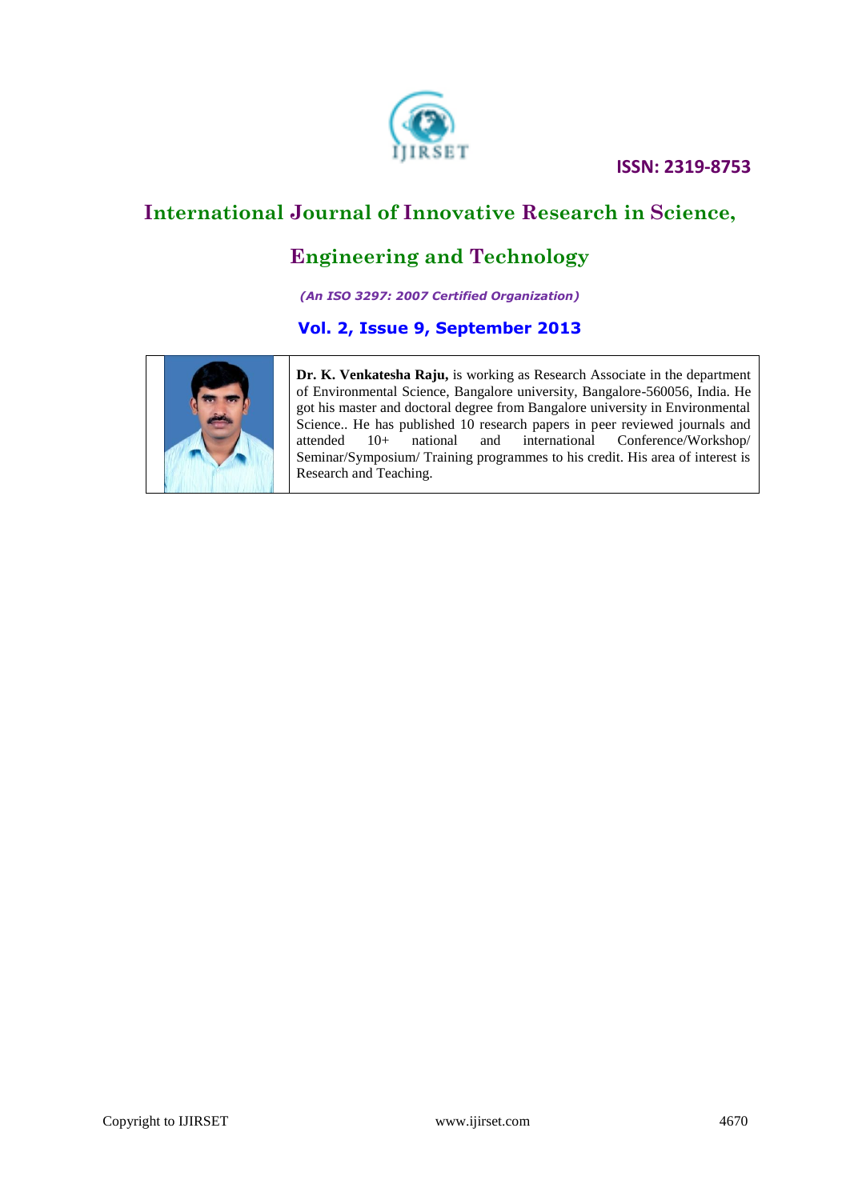**Dr. K. Venkatesha Raju,** is working as Research Associate in the department of Environmental Science, Bangalore university, Bangalore-560056, India. He got his master and doctoral degree from Bangalore university in Environmental Science.. He has published 10 research papers in peer reviewed journals and attended 10+ national and international Conference/Workshop/ Seminar/Symposium/ Training programmes to his credit. His area of interest is Research and Teaching.